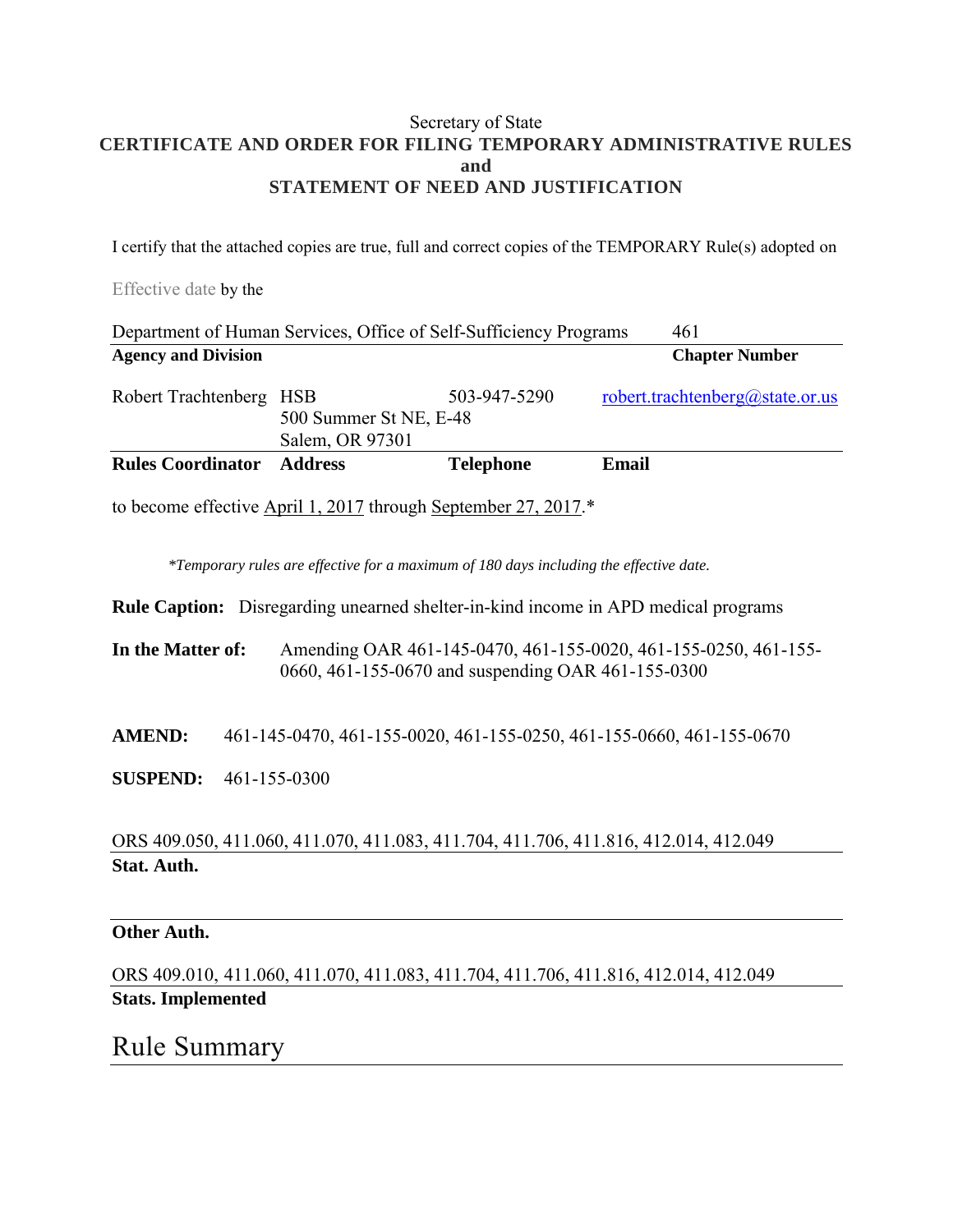Secretary of State

**CERTIFICATE AND ORDER FOR FILING TEMPORARY ADMINISTRATIVE RULES**
**and**
**STATEMENT OF NEED AND JUSTIFICATION**

I certify that the attached copies are true, full and correct copies of the TEMPORARY Rule(s) adopted on

Effective date by the

| Department of Human Services, Office of Self-Sufficiency Programs | 461 |
|---|---|
| **Agency and Division** | **Chapter Number** |

| Robert Trachtenberg | HSB<br>500 Summer St NE, E-48<br>Salem, OR 97301 | 503-947-5290 | robert.trachtenberg@state.or.us |
|---|---|---|---|
| **Rules Coordinator** | **Address** | **Telephone** | **Email** |

to become effective April 1, 2017 through September 27, 2017.*

*\*Temporary rules are effective for a maximum of 180 days including the effective date.*

**Rule Caption:** Disregarding unearned shelter-in-kind income in APD medical programs

**In the Matter of:** Amending OAR 461-145-0470, 461-155-0020, 461-155-0250, 461-155-0660, 461-155-0670 and suspending OAR 461-155-0300

**AMEND:** 461-145-0470, 461-155-0020, 461-155-0250, 461-155-0660, 461-155-0670

**SUSPEND:** 461-155-0300

ORS 409.050, 411.060, 411.070, 411.083, 411.704, 411.706, 411.816, 412.014, 412.049
**Stat. Auth.**

**Other Auth.**

ORS 409.010, 411.060, 411.070, 411.083, 411.704, 411.706, 411.816, 412.014, 412.049
**Stats. Implemented**

# Rule Summary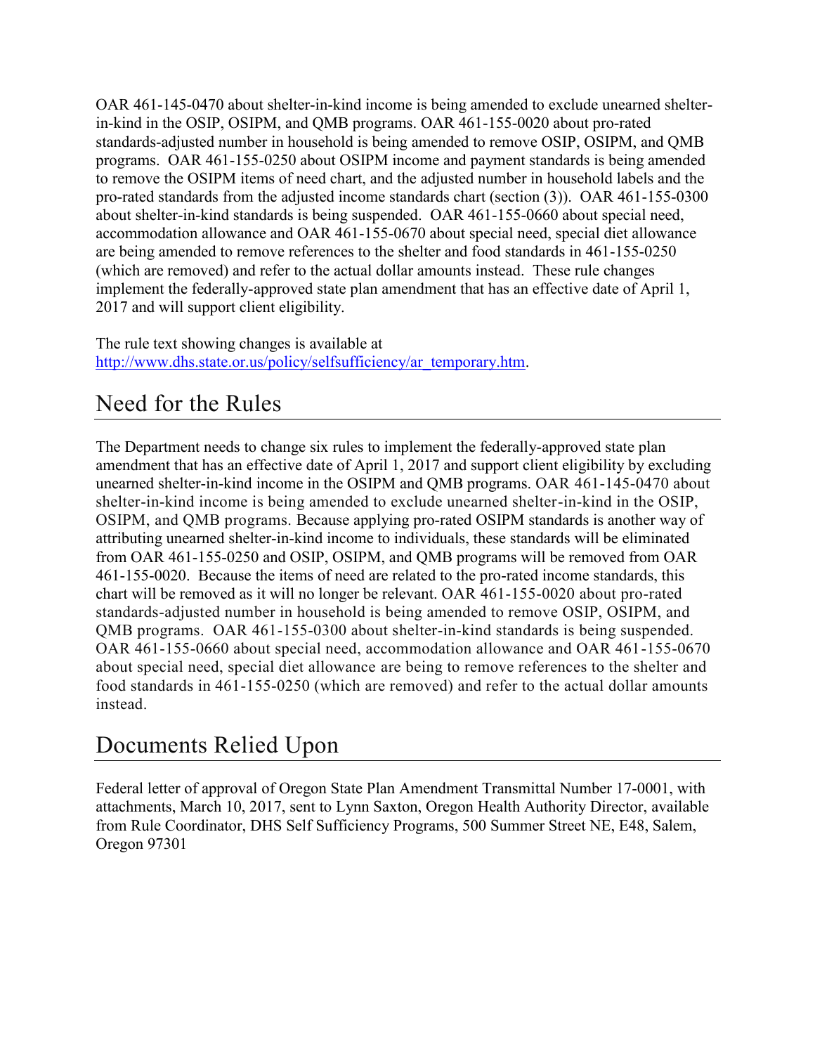OAR 461-145-0470 about shelter-in-kind income is being amended to exclude unearned shelter-in-kind in the OSIP, OSIPM, and QMB programs. OAR 461-155-0020 about pro-rated standards-adjusted number in household is being amended to remove OSIP, OSIPM, and QMB programs. OAR 461-155-0250 about OSIPM income and payment standards is being amended to remove the OSIPM items of need chart, and the adjusted number in household labels and the pro-rated standards from the adjusted income standards chart (section (3)). OAR 461-155-0300 about shelter-in-kind standards is being suspended. OAR 461-155-0660 about special need, accommodation allowance and OAR 461-155-0670 about special need, special diet allowance are being amended to remove references to the shelter and food standards in 461-155-0250 (which are removed) and refer to the actual dollar amounts instead. These rule changes implement the federally-approved state plan amendment that has an effective date of April 1, 2017 and will support client eligibility.

The rule text showing changes is available at http://www.dhs.state.or.us/policy/selfsufficiency/ar_temporary.htm.

## Need for the Rules

The Department needs to change six rules to implement the federally-approved state plan amendment that has an effective date of April 1, 2017 and support client eligibility by excluding unearned shelter-in-kind income in the OSIPM and QMB programs. OAR 461-145-0470 about shelter-in-kind income is being amended to exclude unearned shelter-in-kind in the OSIP, OSIPM, and QMB programs. Because applying pro-rated OSIPM standards is another way of attributing unearned shelter-in-kind income to individuals, these standards will be eliminated from OAR 461-155-0250 and OSIP, OSIPM, and QMB programs will be removed from OAR 461-155-0020. Because the items of need are related to the pro-rated income standards, this chart will be removed as it will no longer be relevant. OAR 461-155-0020 about pro-rated standards-adjusted number in household is being amended to remove OSIP, OSIPM, and QMB programs. OAR 461-155-0300 about shelter-in-kind standards is being suspended. OAR 461-155-0660 about special need, accommodation allowance and OAR 461-155-0670 about special need, special diet allowance are being to remove references to the shelter and food standards in 461-155-0250 (which are removed) and refer to the actual dollar amounts instead.

## Documents Relied Upon

Federal letter of approval of Oregon State Plan Amendment Transmittal Number 17-0001, with attachments, March 10, 2017, sent to Lynn Saxton, Oregon Health Authority Director, available from Rule Coordinator, DHS Self Sufficiency Programs, 500 Summer Street NE, E48, Salem, Oregon 97301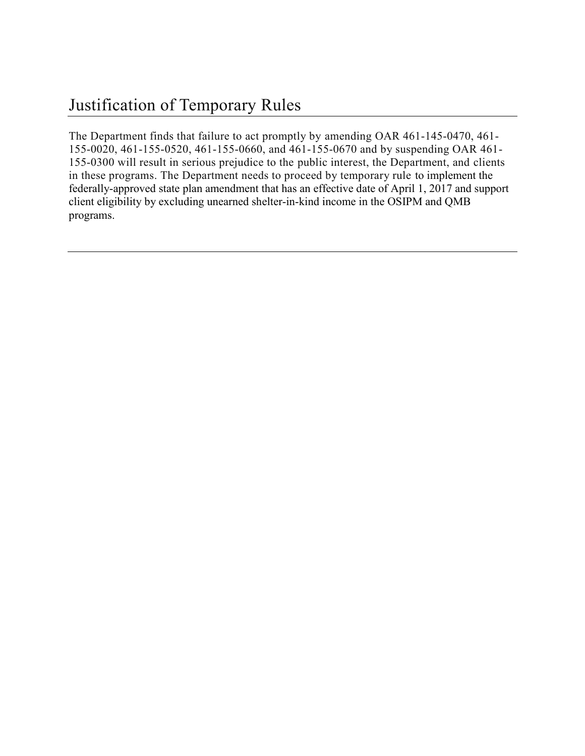# Justification of Temporary Rules

The Department finds that failure to act promptly by amending OAR 461-145-0470, 461-155-0020, 461-155-0520, 461-155-0660, and 461-155-0670 and by suspending OAR 461-155-0300 will result in serious prejudice to the public interest, the Department, and clients in these programs. The Department needs to proceed by temporary rule to implement the federally-approved state plan amendment that has an effective date of April 1, 2017 and support client eligibility by excluding unearned shelter-in-kind income in the OSIPM and QMB programs.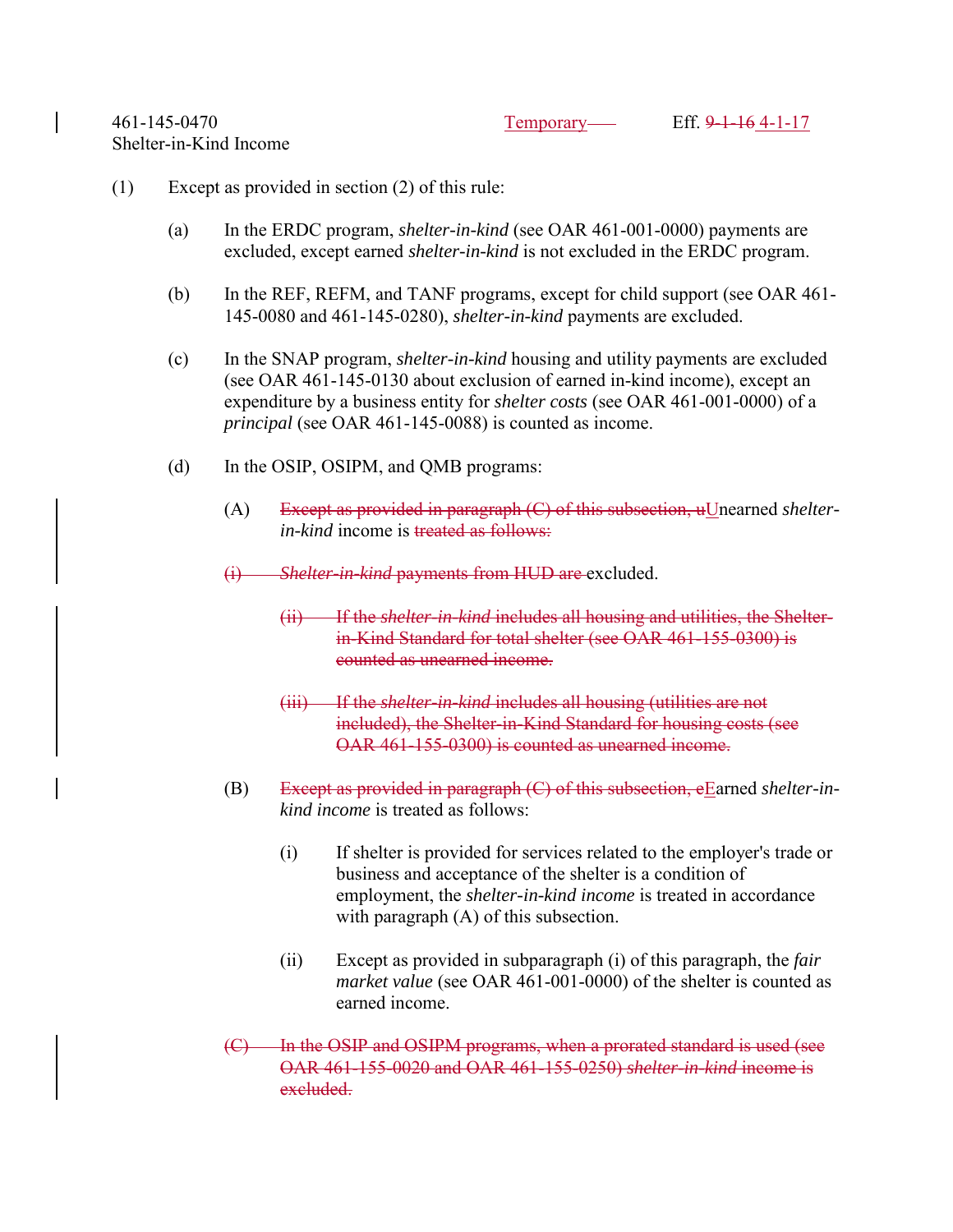461-145-0470 Temporary Eff. ~~9-1-16~~ 4-1-17
Shelter-in-Kind Income

(1) Except as provided in section (2) of this rule:

(a) In the ERDC program, *shelter-in-kind* (see OAR 461-001-0000) payments are excluded, except earned *shelter-in-kind* is not excluded in the ERDC program.

(b) In the REF, REFM, and TANF programs, except for child support (see OAR 461-145-0080 and 461-145-0280), *shelter-in-kind* payments are excluded.

(c) In the SNAP program, *shelter-in-kind* housing and utility payments are excluded (see OAR 461-145-0130 about exclusion of earned in-kind income), except an expenditure by a business entity for *shelter costs* (see OAR 461-001-0000) of a *principal* (see OAR 461-145-0088) is counted as income.

(d) In the OSIP, OSIPM, and QMB programs:

(A) ~~Except as provided in paragraph (C) of this subsection, u~~Unearned *shelter-in-kind* income is ~~treated as follows:~~

~~(i) *Shelter-in-kind* payments from HUD are~~ excluded.

~~(ii) If the *shelter-in-kind* includes all housing and utilities, the Shelter-in-Kind Standard for total shelter (see OAR 461-155-0300) is counted as unearned income.~~

~~(iii) If the *shelter-in-kind* includes all housing (utilities are not included), the Shelter-in-Kind Standard for housing costs (see OAR 461-155-0300) is counted as unearned income.~~

(B) ~~Except as provided in paragraph (C) of this subsection, e~~Earned *shelter-in-kind income* is treated as follows:

(i) If shelter is provided for services related to the employer's trade or business and acceptance of the shelter is a condition of employment, the *shelter-in-kind income* is treated in accordance with paragraph (A) of this subsection.

(ii) Except as provided in subparagraph (i) of this paragraph, the *fair market value* (see OAR 461-001-0000) of the shelter is counted as earned income.

~~(C) In the OSIP and OSIPM programs, when a prorated standard is used (see OAR 461-155-0020 and OAR 461-155-0250) *shelter-in-kind* income is excluded.~~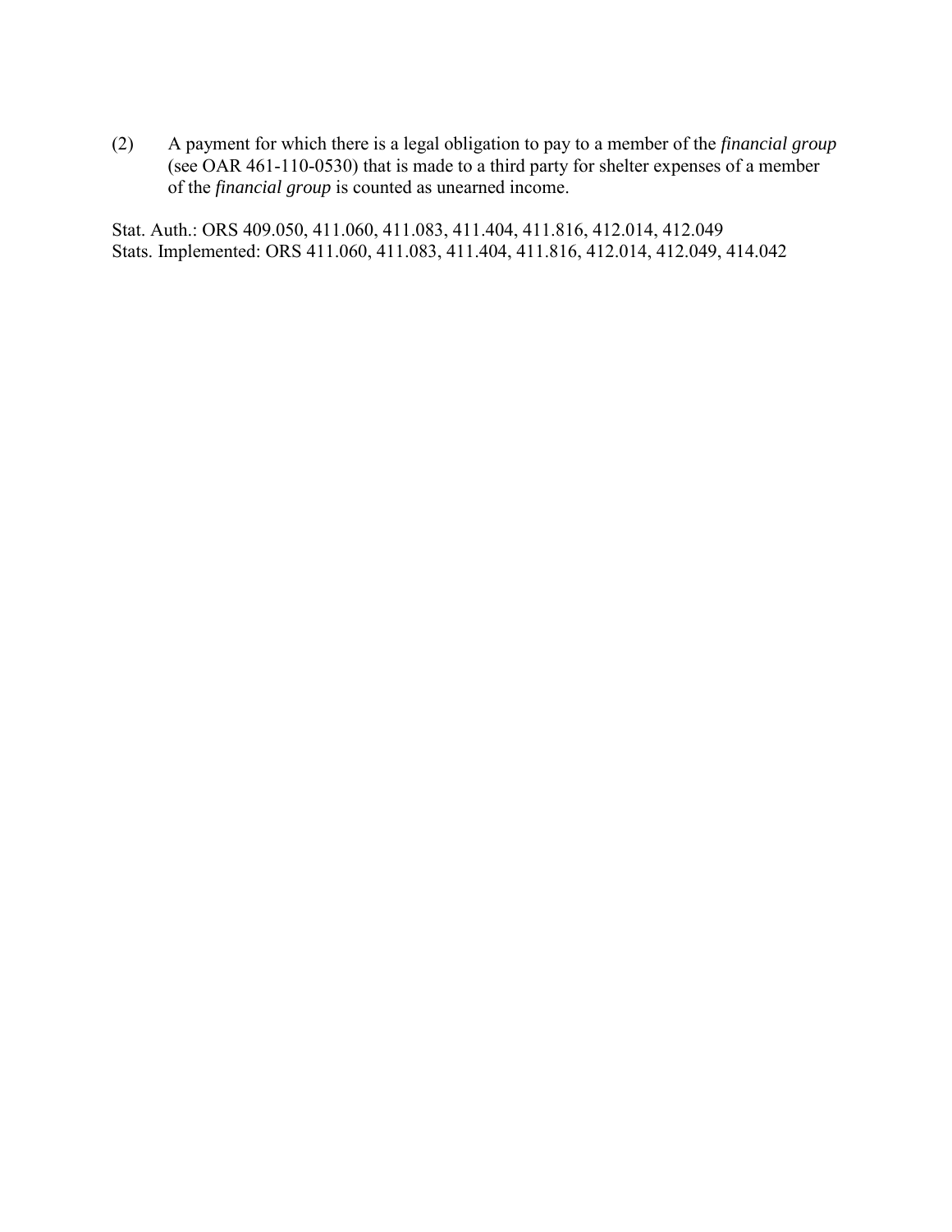(2) A payment for which there is a legal obligation to pay to a member of the *financial group* (see OAR 461-110-0530) that is made to a third party for shelter expenses of a member of the *financial group* is counted as unearned income.

Stat. Auth.: ORS 409.050, 411.060, 411.083, 411.404, 411.816, 412.014, 412.049
Stats. Implemented: ORS 411.060, 411.083, 411.404, 411.816, 412.014, 412.049, 414.042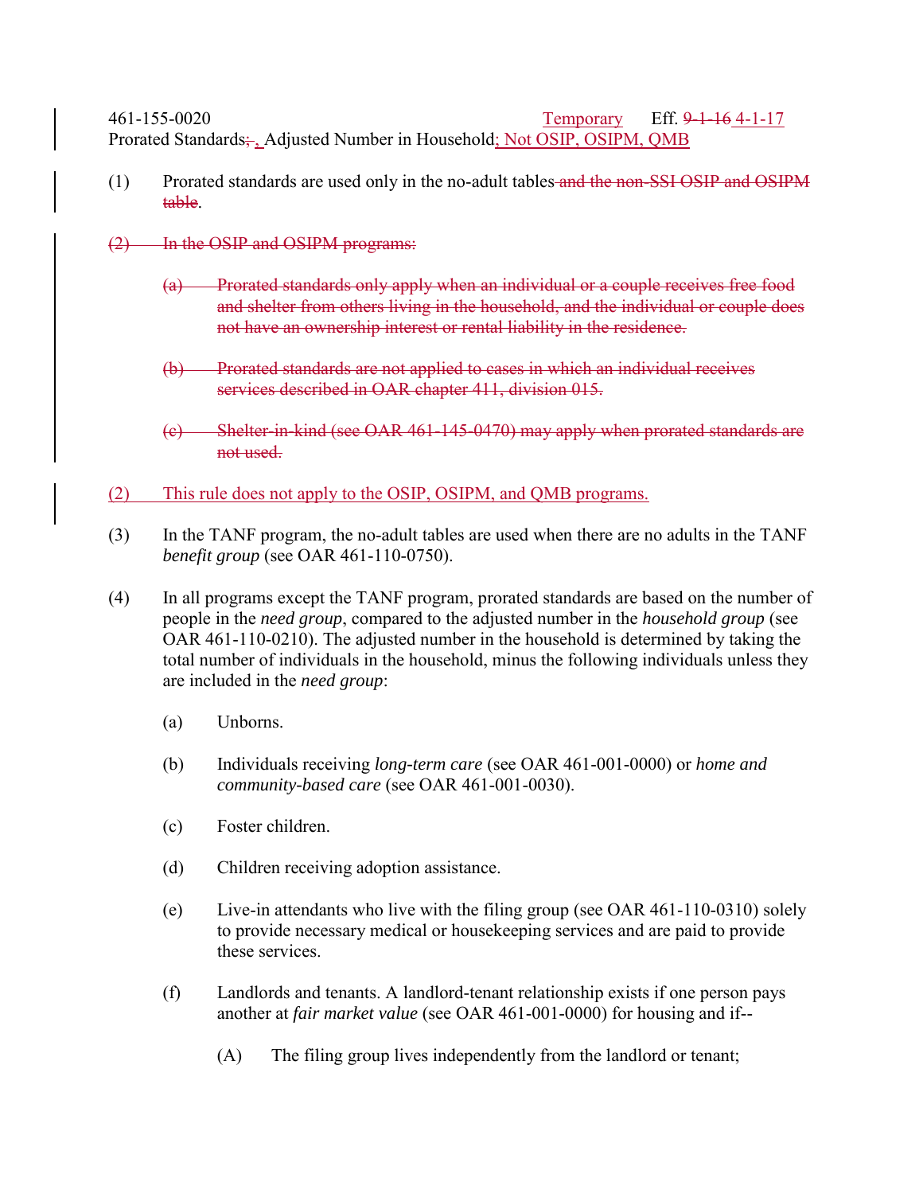461-155-0020 Temporary Eff. ~~9-1-16~~ 4-1-17
Prorated Standards~~;~~ , Adjusted Number in Household; Not OSIP, OSIPM, QMB

(1) Prorated standards are used only in the no-adult tables ~~and the non-SSI OSIP and OSIPM table~~.

~~(2) In the OSIP and OSIPM programs:~~

~~(a) Prorated standards only apply when an individual or a couple receives free food and shelter from others living in the household, and the individual or couple does not have an ownership interest or rental liability in the residence.~~

~~(b) Prorated standards are not applied to cases in which an individual receives services described in OAR chapter 411, division 015.~~

~~(c) Shelter-in-kind (see OAR 461-145-0470) may apply when prorated standards are not used.~~

(2) This rule does not apply to the OSIP, OSIPM, and QMB programs.

(3) In the TANF program, the no-adult tables are used when there are no adults in the TANF *benefit group* (see OAR 461-110-0750).

(4) In all programs except the TANF program, prorated standards are based on the number of people in the *need group*, compared to the adjusted number in the *household group* (see OAR 461-110-0210). The adjusted number in the household is determined by taking the total number of individuals in the household, minus the following individuals unless they are included in the *need group*:

(a) Unborns.

(b) Individuals receiving *long-term care* (see OAR 461-001-0000) or *home and community-based care* (see OAR 461-001-0030).

(c) Foster children.

(d) Children receiving adoption assistance.

(e) Live-in attendants who live with the filing group (see OAR 461-110-0310) solely to provide necessary medical or housekeeping services and are paid to provide these services.

(f) Landlords and tenants. A landlord-tenant relationship exists if one person pays another at *fair market value* (see OAR 461-001-0000) for housing and if--

(A) The filing group lives independently from the landlord or tenant;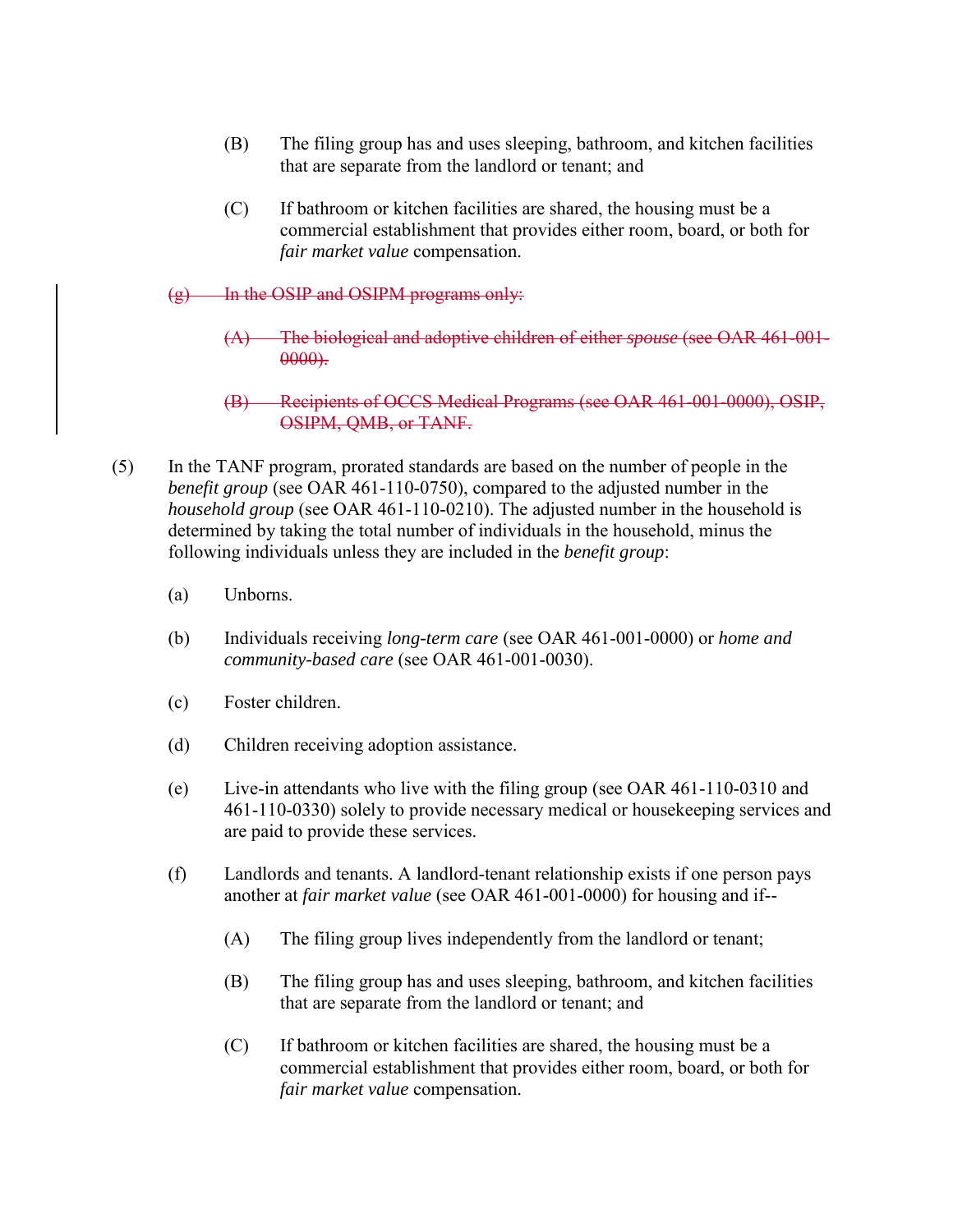(B) The filing group has and uses sleeping, bathroom, and kitchen facilities that are separate from the landlord or tenant; and

(C) If bathroom or kitchen facilities are shared, the housing must be a commercial establishment that provides either room, board, or both for *fair market value* compensation.

~~(g) In the OSIP and OSIPM programs only:~~

~~(A) The biological and adoptive children of either *spouse* (see OAR 461-001-0000).~~

~~(B) Recipients of OCCS Medical Programs (see OAR 461-001-0000), OSIP, OSIPM, QMB, or TANF.~~

(5) In the TANF program, prorated standards are based on the number of people in the *benefit group* (see OAR 461-110-0750), compared to the adjusted number in the *household group* (see OAR 461-110-0210). The adjusted number in the household is determined by taking the total number of individuals in the household, minus the following individuals unless they are included in the *benefit group*:

(a) Unborns.

(b) Individuals receiving *long-term care* (see OAR 461-001-0000) or *home and community-based care* (see OAR 461-001-0030).

(c) Foster children.

(d) Children receiving adoption assistance.

(e) Live-in attendants who live with the filing group (see OAR 461-110-0310 and 461-110-0330) solely to provide necessary medical or housekeeping services and are paid to provide these services.

(f) Landlords and tenants. A landlord-tenant relationship exists if one person pays another at *fair market value* (see OAR 461-001-0000) for housing and if--

(A) The filing group lives independently from the landlord or tenant;

(B) The filing group has and uses sleeping, bathroom, and kitchen facilities that are separate from the landlord or tenant; and

(C) If bathroom or kitchen facilities are shared, the housing must be a commercial establishment that provides either room, board, or both for *fair market value* compensation.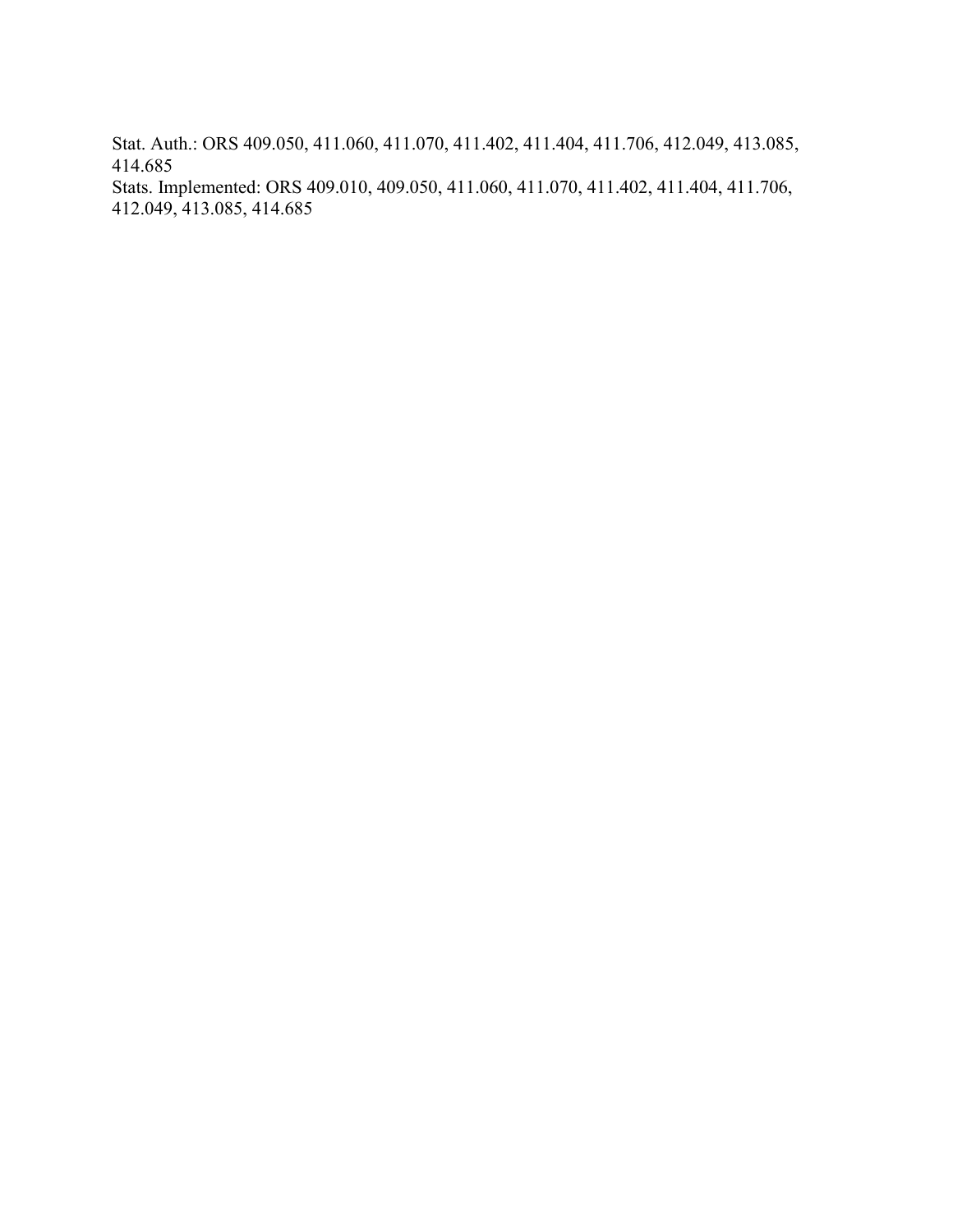Stat. Auth.: ORS 409.050, 411.060, 411.070, 411.402, 411.404, 411.706, 412.049, 413.085, 414.685

Stats. Implemented: ORS 409.010, 409.050, 411.060, 411.070, 411.402, 411.404, 411.706, 412.049, 413.085, 414.685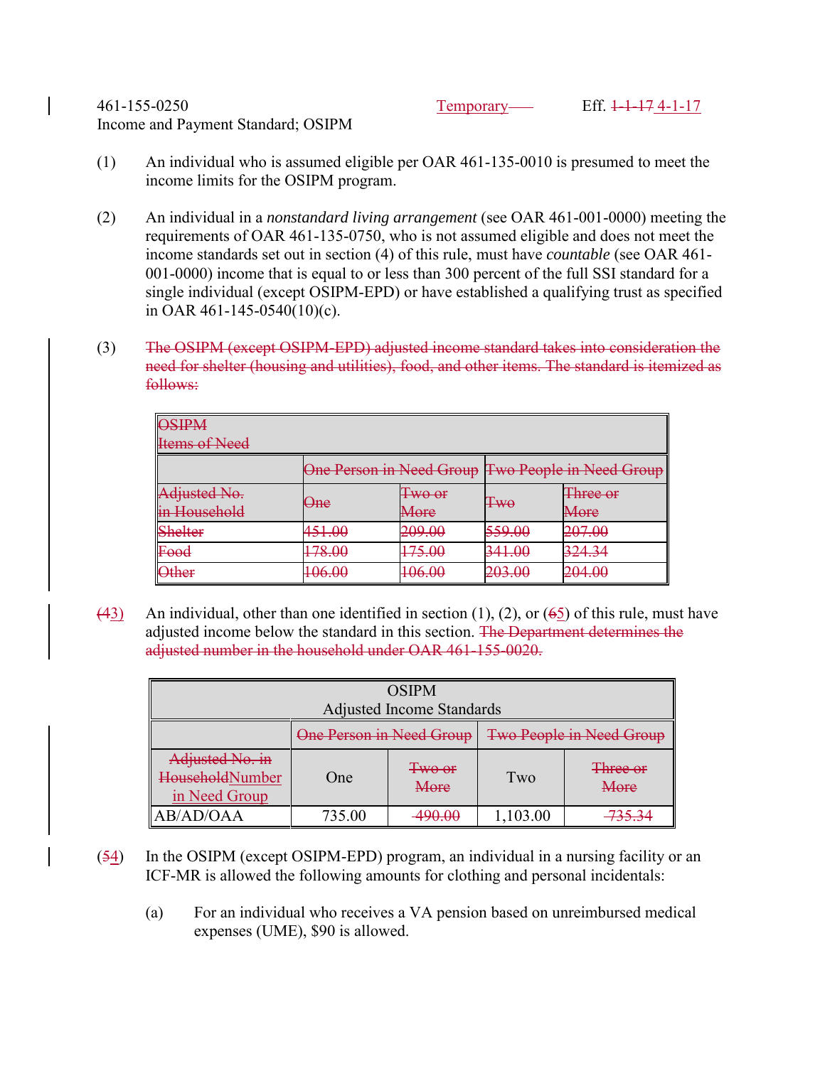461-155-0250 Temporary Eff. ~~1-1-17~~ 4-1-17
Income and Payment Standard; OSIPM

(1) An individual who is assumed eligible per OAR 461-135-0010 is presumed to meet the income limits for the OSIPM program.

(2) An individual in a *nonstandard living arrangement* (see OAR 461-001-0000) meeting the requirements of OAR 461-135-0750, who is not assumed eligible and does not meet the income standards set out in section (4) of this rule, must have *countable* (see OAR 461-001-0000) income that is equal to or less than 300 percent of the full SSI standard for a single individual (except OSIPM-EPD) or have established a qualifying trust as specified in OAR 461-145-0540(10)(c).

(3) ~~The OSIPM (except OSIPM-EPD) adjusted income standard takes into consideration the need for shelter (housing and utilities), food, and other items. The standard is itemized as follows:~~

| ~~OSIPM Items of Need~~ | | | | |
|---|---|---|---|---|
| | ~~One Person in Need Group~~ | | ~~Two People in Need Group~~ | |
| ~~Adjusted No. in Household~~ | ~~One~~ | ~~Two or More~~ | ~~Two~~ | ~~Three or More~~ |
| ~~Shelter~~ | ~~451.00~~ | ~~209.00~~ | ~~559.00~~ | ~~207.00~~ |
| ~~Food~~ | ~~178.00~~ | ~~175.00~~ | ~~341.00~~ | ~~324.34~~ |
| ~~Other~~ | ~~106.00~~ | ~~106.00~~ | ~~203.00~~ | ~~204.00~~ |

(~~4~~3) An individual, other than one identified in section (1), (2), or (~~6~~5) of this rule, must have adjusted income below the standard in this section. ~~The Department determines the adjusted number in the household under OAR 461-155-0020.~~

| OSIPM Adjusted Income Standards | | | | |
|---|---|---|---|---|
| | ~~One Person in Need Group~~ | | ~~Two People in Need Group~~ | |
| ~~Adjusted No. in Household~~Number in Need Group | One | ~~Two or More~~ | Two | ~~Three or More~~ |
| AB/AD/OAA | 735.00 | ~~490.00~~ | 1,103.00 | ~~735.34~~ |

(~~5~~4) In the OSIPM (except OSIPM-EPD) program, an individual in a nursing facility or an ICF-MR is allowed the following amounts for clothing and personal incidentals:

(a) For an individual who receives a VA pension based on unreimbursed medical expenses (UME), $90 is allowed.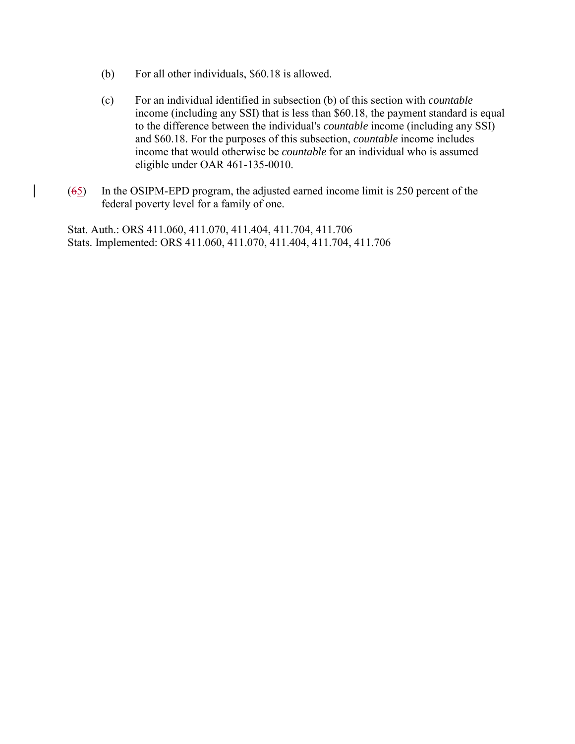(b) For all other individuals, $60.18 is allowed.

(c) For an individual identified in subsection (b) of this section with *countable* income (including any SSI) that is less than $60.18, the payment standard is equal to the difference between the individual's *countable* income (including any SSI) and $60.18. For the purposes of this subsection, *countable* income includes income that would otherwise be *countable* for an individual who is assumed eligible under OAR 461-135-0010.

(~~6~~5) In the OSIPM-EPD program, the adjusted earned income limit is 250 percent of the federal poverty level for a family of one.

Stat. Auth.: ORS 411.060, 411.070, 411.404, 411.704, 411.706
Stats. Implemented: ORS 411.060, 411.070, 411.404, 411.704, 411.706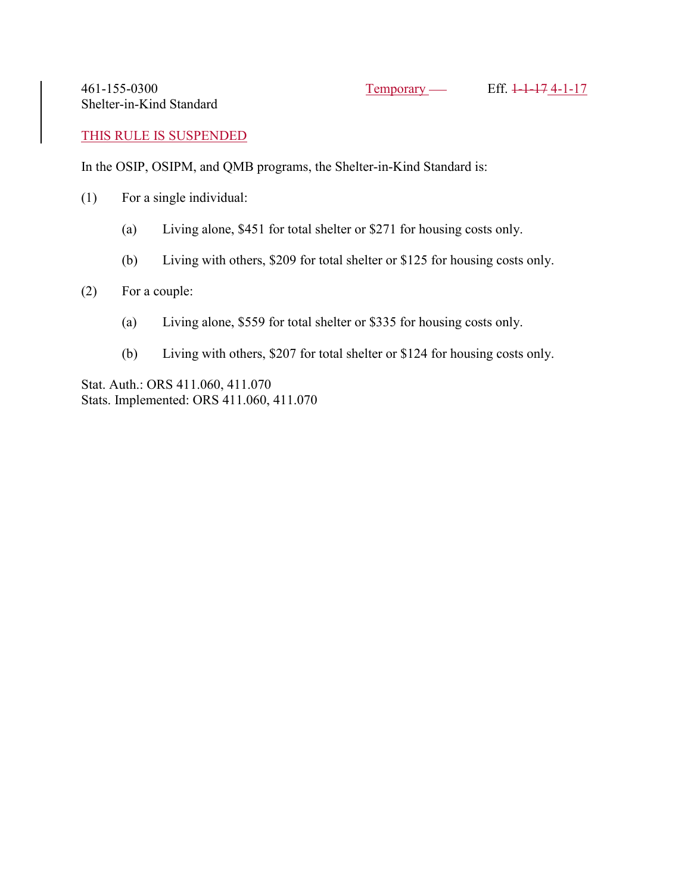461-155-0300 Temporary — Eff. ~~1-1-17~~ 4-1-17
Shelter-in-Kind Standard

THIS RULE IS SUSPENDED

In the OSIP, OSIPM, and QMB programs, the Shelter-in-Kind Standard is:

(1) For a single individual:

(a) Living alone, $451 for total shelter or $271 for housing costs only.

(b) Living with others, $209 for total shelter or $125 for housing costs only.

(2) For a couple:

(a) Living alone, $559 for total shelter or $335 for housing costs only.

(b) Living with others, $207 for total shelter or $124 for housing costs only.

Stat. Auth.: ORS 411.060, 411.070
Stats. Implemented: ORS 411.060, 411.070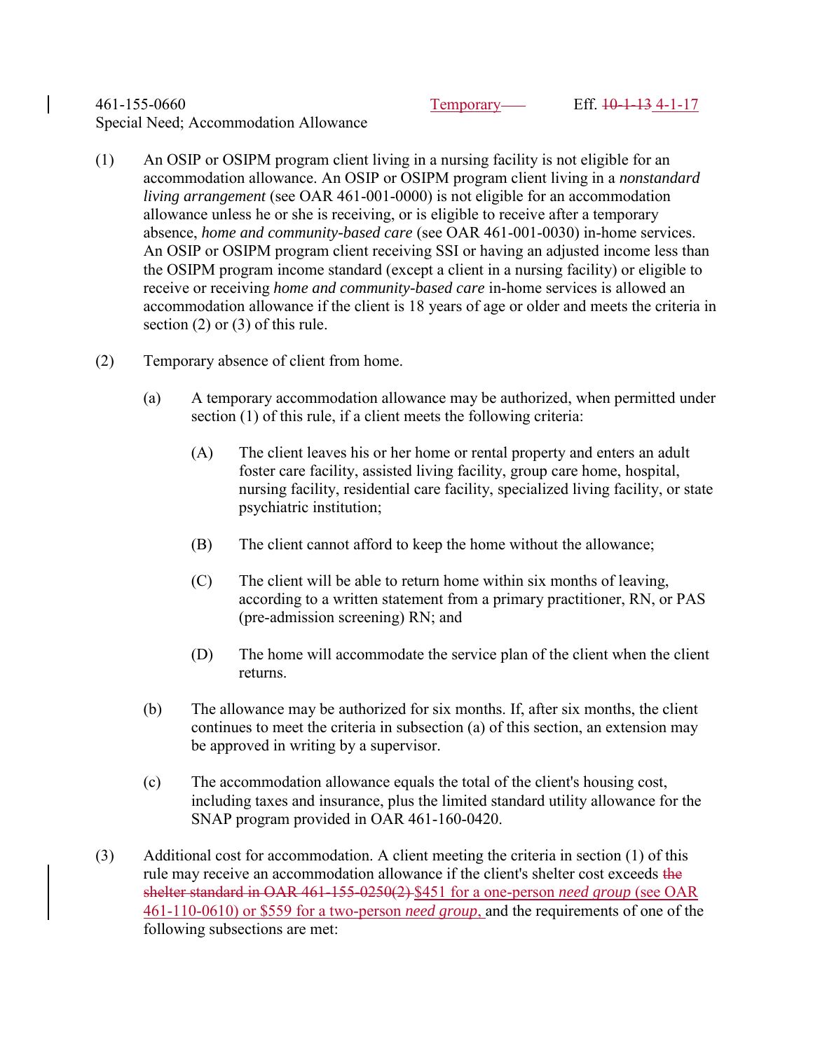461-155-0660 Temporary Eff. ~~10-1-13~~ 4-1-17
Special Need; Accommodation Allowance

(1) An OSIP or OSIPM program client living in a nursing facility is not eligible for an accommodation allowance. An OSIP or OSIPM program client living in a *nonstandard living arrangement* (see OAR 461-001-0000) is not eligible for an accommodation allowance unless he or she is receiving, or is eligible to receive after a temporary absence, *home and community-based care* (see OAR 461-001-0030) in-home services. An OSIP or OSIPM program client receiving SSI or having an adjusted income less than the OSIPM program income standard (except a client in a nursing facility) or eligible to receive or receiving *home and community-based care* in-home services is allowed an accommodation allowance if the client is 18 years of age or older and meets the criteria in section (2) or (3) of this rule.

(2) Temporary absence of client from home.

  (a) A temporary accommodation allowance may be authorized, when permitted under section (1) of this rule, if a client meets the following criteria:

    (A) The client leaves his or her home or rental property and enters an adult foster care facility, assisted living facility, group care home, hospital, nursing facility, residential care facility, specialized living facility, or state psychiatric institution;

    (B) The client cannot afford to keep the home without the allowance;

    (C) The client will be able to return home within six months of leaving, according to a written statement from a primary practitioner, RN, or PAS (pre-admission screening) RN; and

    (D) The home will accommodate the service plan of the client when the client returns.

  (b) The allowance may be authorized for six months. If, after six months, the client continues to meet the criteria in subsection (a) of this section, an extension may be approved in writing by a supervisor.

  (c) The accommodation allowance equals the total of the client's housing cost, including taxes and insurance, plus the limited standard utility allowance for the SNAP program provided in OAR 461-160-0420.

(3) Additional cost for accommodation. A client meeting the criteria in section (1) of this rule may receive an accommodation allowance if the client's shelter cost exceeds ~~the shelter standard in OAR 461-155-0250(2)~~ $451 for a one-person *need group* (see OAR 461-110-0610) or $559 for a two-person *need group*, and the requirements of one of the following subsections are met: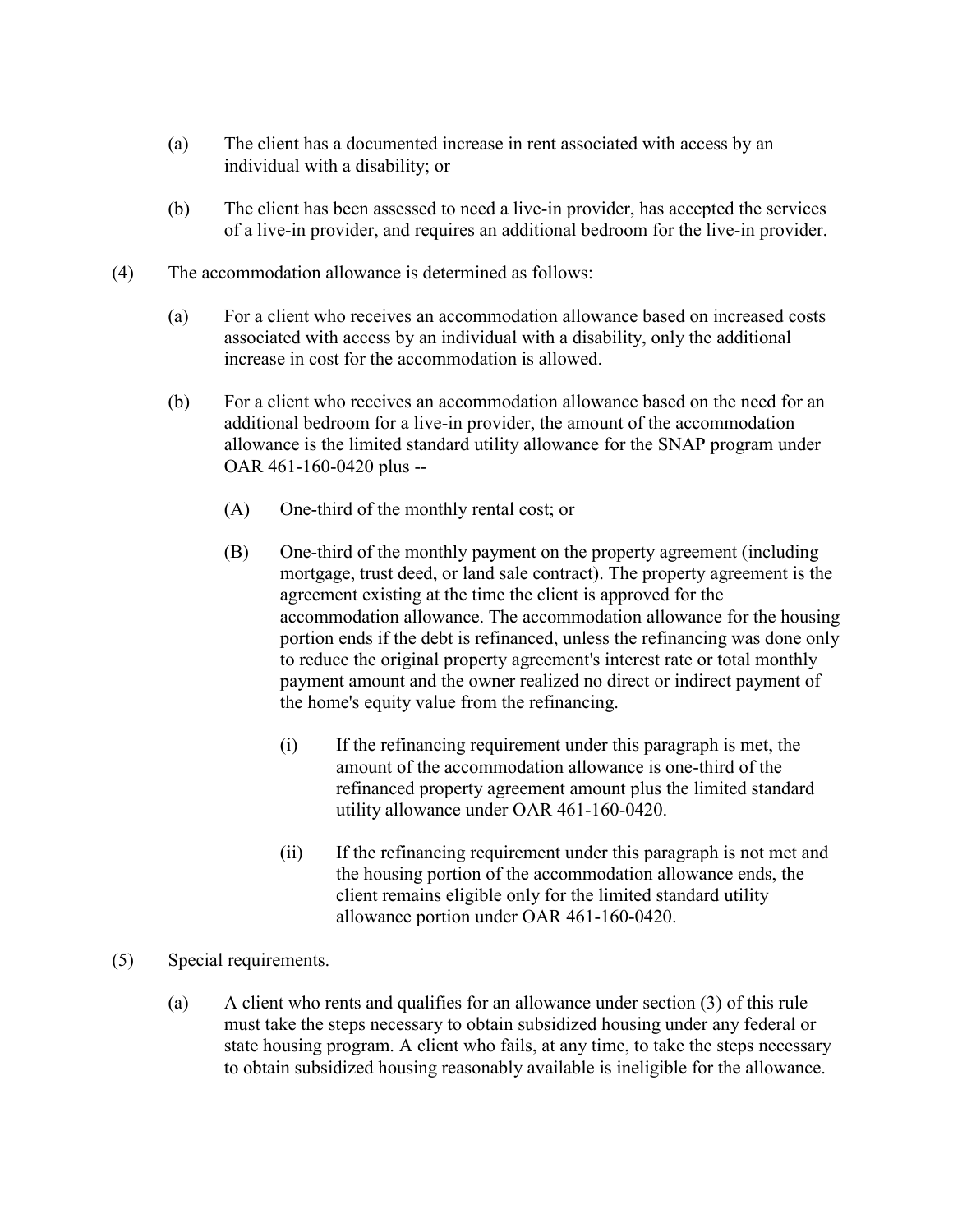(a) The client has a documented increase in rent associated with access by an individual with a disability; or

(b) The client has been assessed to need a live-in provider, has accepted the services of a live-in provider, and requires an additional bedroom for the live-in provider.

(4) The accommodation allowance is determined as follows:

(a) For a client who receives an accommodation allowance based on increased costs associated with access by an individual with a disability, only the additional increase in cost for the accommodation is allowed.

(b) For a client who receives an accommodation allowance based on the need for an additional bedroom for a live-in provider, the amount of the accommodation allowance is the limited standard utility allowance for the SNAP program under OAR 461-160-0420 plus --

(A) One-third of the monthly rental cost; or

(B) One-third of the monthly payment on the property agreement (including mortgage, trust deed, or land sale contract). The property agreement is the agreement existing at the time the client is approved for the accommodation allowance. The accommodation allowance for the housing portion ends if the debt is refinanced, unless the refinancing was done only to reduce the original property agreement's interest rate or total monthly payment amount and the owner realized no direct or indirect payment of the home's equity value from the refinancing.

(i) If the refinancing requirement under this paragraph is met, the amount of the accommodation allowance is one-third of the refinanced property agreement amount plus the limited standard utility allowance under OAR 461-160-0420.

(ii) If the refinancing requirement under this paragraph is not met and the housing portion of the accommodation allowance ends, the client remains eligible only for the limited standard utility allowance portion under OAR 461-160-0420.

(5) Special requirements.

(a) A client who rents and qualifies for an allowance under section (3) of this rule must take the steps necessary to obtain subsidized housing under any federal or state housing program. A client who fails, at any time, to take the steps necessary to obtain subsidized housing reasonably available is ineligible for the allowance.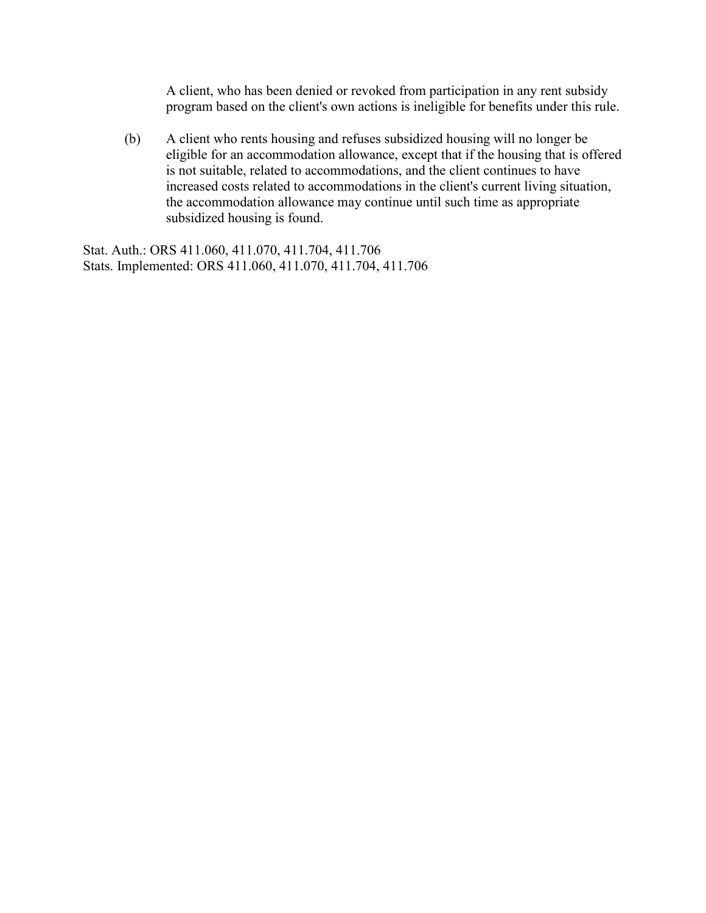A client, who has been denied or revoked from participation in any rent subsidy program based on the client's own actions is ineligible for benefits under this rule.

(b) A client who rents housing and refuses subsidized housing will no longer be eligible for an accommodation allowance, except that if the housing that is offered is not suitable, related to accommodations, and the client continues to have increased costs related to accommodations in the client's current living situation, the accommodation allowance may continue until such time as appropriate subsidized housing is found.

Stat. Auth.: ORS 411.060, 411.070, 411.704, 411.706
Stats. Implemented: ORS 411.060, 411.070, 411.704, 411.706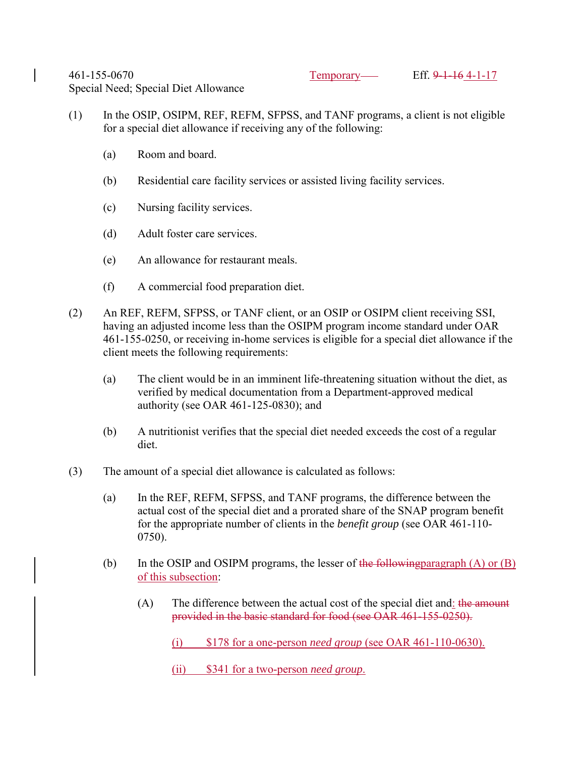461-155-0670 Temporary Eff. ~~9-1-16~~ 4-1-17

Special Need; Special Diet Allowance

(1) In the OSIP, OSIPM, REF, REFM, SFPSS, and TANF programs, a client is not eligible for a special diet allowance if receiving any of the following:

(a) Room and board.

(b) Residential care facility services or assisted living facility services.

(c) Nursing facility services.

(d) Adult foster care services.

(e) An allowance for restaurant meals.

(f) A commercial food preparation diet.

(2) An REF, REFM, SFPSS, or TANF client, or an OSIP or OSIPM client receiving SSI, having an adjusted income less than the OSIPM program income standard under OAR 461-155-0250, or receiving in-home services is eligible for a special diet allowance if the client meets the following requirements:

(a) The client would be in an imminent life-threatening situation without the diet, as verified by medical documentation from a Department-approved medical authority (see OAR 461-125-0830); and

(b) A nutritionist verifies that the special diet needed exceeds the cost of a regular diet.

(3) The amount of a special diet allowance is calculated as follows:

(a) In the REF, REFM, SFPSS, and TANF programs, the difference between the actual cost of the special diet and a prorated share of the SNAP program benefit for the appropriate number of clients in the *benefit group* (see OAR 461-110-0750).

(b) In the OSIP and OSIPM programs, the lesser of ~~the following~~paragraph (A) or (B) of this subsection:

(A) The difference between the actual cost of the special diet and: ~~the amount provided in the basic standard for food (see OAR 461-155-0250).~~

(i) $178 for a one-person *need group* (see OAR 461-110-0630).

(ii) $341 for a two-person *need group*.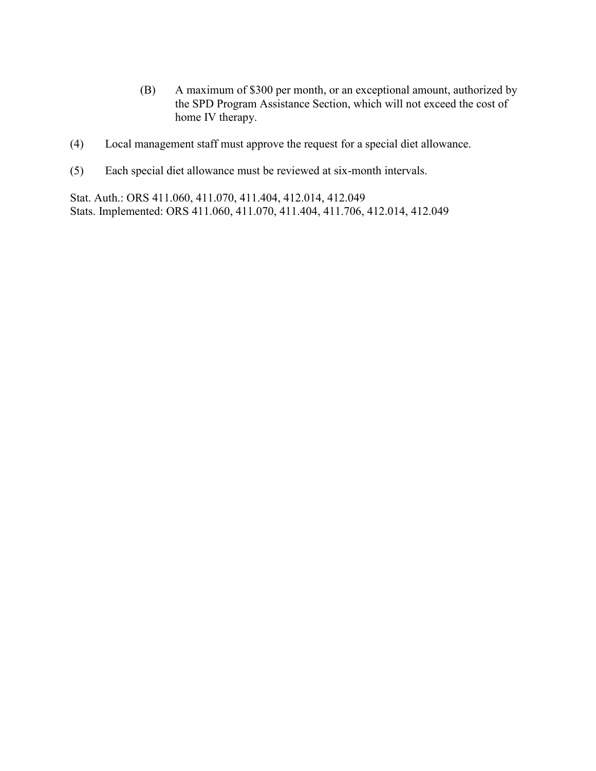(B) A maximum of $300 per month, or an exceptional amount, authorized by the SPD Program Assistance Section, which will not exceed the cost of home IV therapy.

(4) Local management staff must approve the request for a special diet allowance.

(5) Each special diet allowance must be reviewed at six-month intervals.

Stat. Auth.: ORS 411.060, 411.070, 411.404, 412.014, 412.049
Stats. Implemented: ORS 411.060, 411.070, 411.404, 411.706, 412.014, 412.049